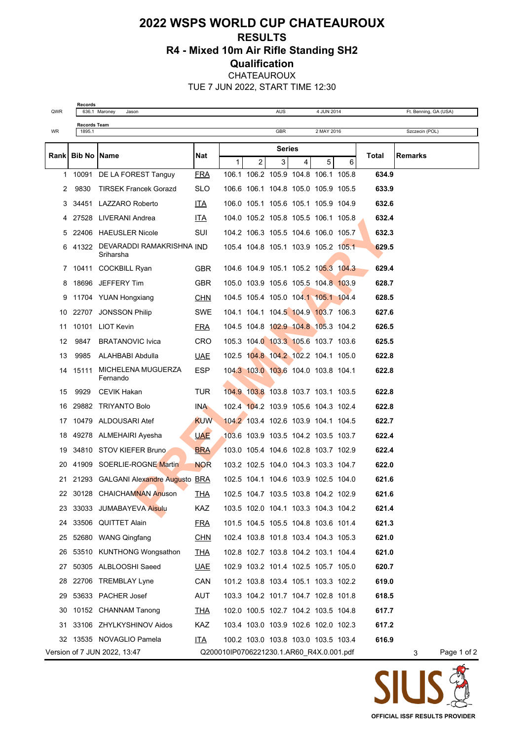# 2022 WSPS WORLD CUP CHATEAUROUX

## RESULTS

## R4 - Mixed 10m Air Rifle Standing SH2

## Qualification

CHATEAUROUX

TUE 7 JUN 2022, START TIME 12:30

| | Records | | | |
|---|---|---|---|---|
| QWR | 636.1 Maroney Jason | AUS | 4 JUN 2014 | Ft. Benning, GA (USA) |

| | Records Team | | | |
|---|---|---|---|---|
| WR | 1895.1 | GBR | 2 MAY 2016 | Szczecin (POL) |

| Rank | Bib No | Name | Nat | Series 1 | 2 | 3 | 4 | 5 | 6 | Total | Remarks |
|---|---|---|---|---|---|---|---|---|---|---|---|
| 1 | 10091 | DE LA FOREST Tanguy | FRA | 106.1 | 106.2 | 105.9 | 104.8 | 106.1 | 105.8 | **634.9** | |
| 2 | 9830 | TIRSEK Francek Gorazd | SLO | 106.6 | 106.1 | 104.8 | 105.0 | 105.9 | 105.5 | **633.9** | |
| 3 | 34451 | LAZZARO Roberto | ITA | 106.0 | 105.1 | 105.6 | 105.1 | 105.9 | 104.9 | **632.6** | |
| 4 | 27528 | LIVERANI Andrea | ITA | 104.0 | 105.2 | 105.8 | 105.5 | 106.1 | 105.8 | **632.4** | |
| 5 | 22406 | HAEUSLER Nicole | SUI | 104.2 | 106.3 | 105.5 | 104.6 | 106.0 | 105.7 | **632.3** | |
| 6 | 41322 | DEVARADDI RAMAKRISHNA Sriharsha | IND | 105.4 | 104.8 | 105.1 | 103.9 | 105.2 | 105.1 | **629.5** | |
| 7 | 10411 | COCKBILL Ryan | GBR | 104.6 | 104.9 | 105.1 | 105.2 | 105.3 | 104.3 | **629.4** | |
| 8 | 18696 | JEFFERY Tim | GBR | 105.0 | 103.9 | 105.6 | 105.5 | 104.8 | 103.9 | **628.7** | |
| 9 | 11704 | YUAN Hongxiang | CHN | 104.5 | 105.4 | 105.0 | 104.1 | 105.1 | 104.4 | **628.5** | |
| 10 | 22707 | JONSSON Philip | SWE | 104.1 | 104.1 | 104.5 | 104.9 | 103.7 | 106.3 | **627.6** | |
| 11 | 10101 | LIOT Kevin | FRA | 104.5 | 104.8 | 102.9 | 104.8 | 105.3 | 104.2 | **626.5** | |
| 12 | 9847 | BRATANOVIC Ivica | CRO | 105.3 | 104.0 | 103.3 | 105.6 | 103.7 | 103.6 | **625.5** | |
| 13 | 9985 | ALAHBABI Abdulla | UAE | 102.5 | 104.8 | 104.2 | 102.2 | 104.1 | 105.0 | **622.8** | |
| 14 | 15111 | MICHELENA MUGUERZA Fernando | ESP | 104.3 | 103.0 | 103.6 | 104.0 | 103.8 | 104.1 | **622.8** | |
| 15 | 9929 | CEVIK Hakan | TUR | 104.9 | 103.8 | 103.8 | 103.7 | 103.1 | 103.5 | **622.8** | |
| 16 | 29882 | TRIYANTO Bolo | INA | 102.4 | 104.2 | 103.9 | 105.6 | 104.3 | 102.4 | **622.8** | |
| 17 | 10479 | ALDOUSARI Atef | KUW | 104.2 | 103.4 | 102.6 | 103.9 | 104.1 | 104.5 | **622.7** | |
| 18 | 49278 | ALMEHAIRI Ayesha | UAE | 103.6 | 103.9 | 103.5 | 104.2 | 103.5 | 103.7 | **622.4** | |
| 19 | 34810 | STOV KIEFER Bruno | BRA | 103.0 | 105.4 | 104.6 | 102.8 | 103.7 | 102.9 | **622.4** | |
| 20 | 41909 | SOERLIE-ROGNE Martin | NOR | 103.2 | 102.5 | 104.0 | 104.3 | 103.3 | 104.7 | **622.0** | |
| 21 | 21293 | GALGANI Alexandre Augusto | BRA | 102.5 | 104.1 | 104.6 | 103.9 | 102.5 | 104.0 | **621.6** | |
| 22 | 30128 | CHAICHAMNAN Anuson | THA | 102.5 | 104.7 | 103.5 | 103.8 | 104.2 | 102.9 | **621.6** | |
| 23 | 33033 | JUMABAYEVA Aisulu | KAZ | 103.5 | 102.0 | 104.1 | 103.3 | 104.3 | 104.2 | **621.4** | |
| 24 | 33506 | QUITTET Alain | FRA | 101.5 | 104.5 | 105.5 | 104.8 | 103.6 | 101.4 | **621.3** | |
| 25 | 52680 | WANG Qingfang | CHN | 102.4 | 103.8 | 101.8 | 103.4 | 104.3 | 105.3 | **621.0** | |
| 26 | 53510 | KUNTHONG Wongsathon | THA | 102.8 | 102.7 | 103.8 | 104.2 | 103.1 | 104.4 | **621.0** | |
| 27 | 50305 | ALBLOOSHI Saeed | UAE | 102.9 | 103.2 | 101.4 | 102.5 | 105.7 | 105.0 | **620.7** | |
| 28 | 22706 | TREMBLAY Lyne | CAN | 101.2 | 103.8 | 103.4 | 105.1 | 103.3 | 102.2 | **619.0** | |
| 29 | 53633 | PACHER Josef | AUT | 103.3 | 104.2 | 101.7 | 104.7 | 102.8 | 101.8 | **618.5** | |
| 30 | 10152 | CHANNAM Tanong | THA | 102.0 | 100.5 | 102.7 | 104.2 | 103.5 | 104.8 | **617.7** | |
| 31 | 33106 | ZHYLKYSHINOV Aidos | KAZ | 103.4 | 103.0 | 103.9 | 102.6 | 102.0 | 102.3 | **617.2** | |
| 32 | 13535 | NOVAGLIO Pamela | ITA | 100.2 | 103.0 | 103.8 | 103.0 | 103.5 | 103.4 | **616.9** | |

PRELIMINARY

Version of 7 JUN 2022, 13:47 Q200010IP0706221230.1.AR60_R4X.0.001.pdf 3

SIUS OFFICIAL ISSF RESULTS PROVIDER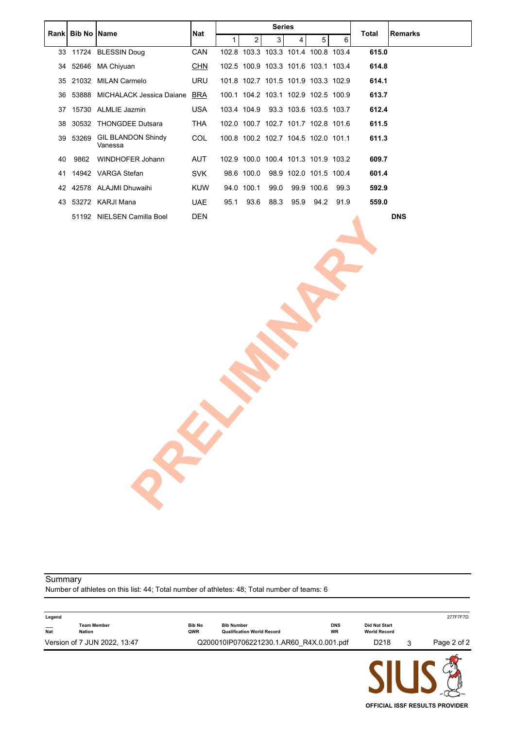| Rank | Bib No | Name | Nat | Series 1 | 2 | 3 | 4 | 5 | 6 | Total | Remarks |
|---|---|---|---|---|---|---|---|---|---|---|---|
| 33 | 11724 | BLESSIN Doug | CAN | 102.8 | 103.3 | 103.3 | 101.4 | 100.8 | 103.4 | **615.0** | |
| 34 | 52646 | MA Chiyuan | CHN | 102.5 | 100.9 | 103.3 | 101.6 | 103.1 | 103.4 | **614.8** | |
| 35 | 21032 | MILAN Carmelo | URU | 101.8 | 102.7 | 101.5 | 101.9 | 103.3 | 102.9 | **614.1** | |
| 36 | 53888 | MICHALACK Jessica Daiane | BRA | 100.1 | 104.2 | 103.1 | 102.9 | 102.5 | 100.9 | **613.7** | |
| 37 | 15730 | ALMLIE Jazmin | USA | 103.4 | 104.9 | 93.3 | 103.6 | 103.5 | 103.7 | **612.4** | |
| 38 | 30532 | THONGDEE Dutsara | THA | 102.0 | 100.7 | 102.7 | 101.7 | 102.8 | 101.6 | **611.5** | |
| 39 | 53269 | GIL BLANDON Shindy Vanessa | COL | 100.8 | 100.2 | 102.7 | 104.5 | 102.0 | 101.1 | **611.3** | |
| 40 | 9862 | WINDHOFER Johann | AUT | 102.9 | 100.0 | 100.4 | 101.3 | 101.9 | 103.2 | **609.7** | |
| 41 | 14942 | VARGA Stefan | SVK | 98.6 | 100.0 | 98.9 | 102.0 | 101.5 | 100.4 | **601.4** | |
| 42 | 42578 | ALAJMI Dhuwaihi | KUW | 94.0 | 100.1 | 99.0 | 99.9 | 100.6 | 99.3 | **592.9** | |
| 43 | 53272 | KARJI Mana | UAE | 95.1 | 93.6 | 88.3 | 95.9 | 94.2 | 91.9 | **559.0** | |
| | 51192 | NIELSEN Camilla Boel | DEN | | | | | | | | **DNS** |

PRELIMINARY

## Summary

Number of athletes on this list: 44; Total number of athletes: 48; Total number of teams: 6

**Legend**

| | | | | | |
|---|---|---|---|---|---|
| Nat (underlined) | Team Member | Bib No | Bib Number | DNS | Did Not Start |
| Nat | Nation | QWR | Qualification World Record | WR | World Record |

277F7F7D

Version of 7 JUN 2022, 13:47 Q200010IP0706221230.1.AR60_R4X.0.001.pdf D218 3

SIUS OFFICIAL ISSF RESULTS PROVIDER